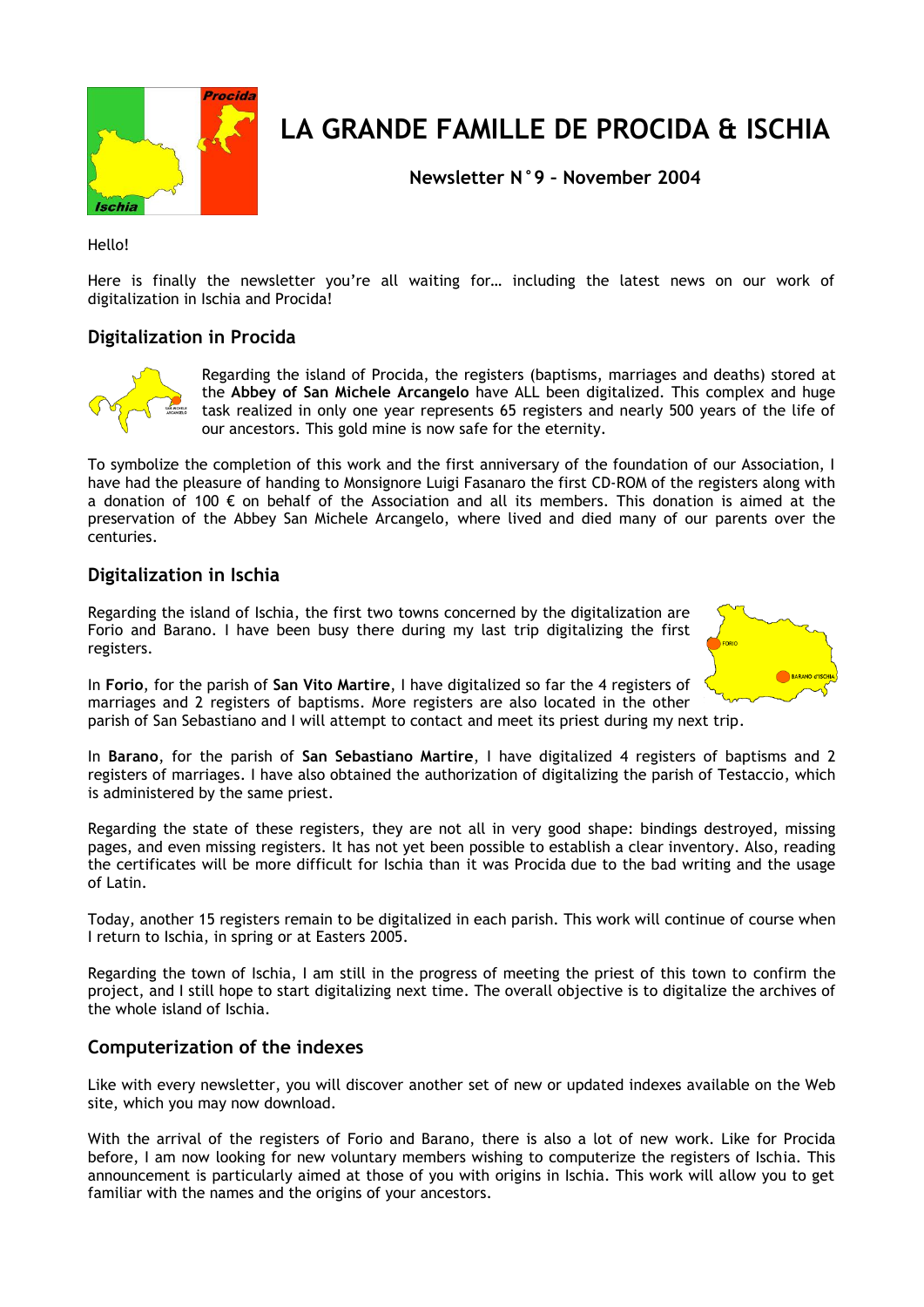# LA GRANDE FAMILLE DE PROCIDA & ISCHIA

**Newsletter N°9 – November 2004**

Hello!

Here is finally the newsletter you're all waiting for… including the latest news on our work of digitalization in Ischia and Procida!

## Digitalization in Procida

Regarding the island of Procida, the registers (baptisms, marriages and deaths) stored at the **Abbey of San Michele Arcangelo** have ALL been digitalized. This complex and huge task realized in only one year represents 65 registers and nearly 500 years of the life of our ancestors. This gold mine is now safe for the eternity.

To symbolize the completion of this work and the first anniversary of the foundation of our Association, I have had the pleasure of handing to Monsignore Luigi Fasanaro the first CD-ROM of the registers along with a donation of 100 € on behalf of the Association and all its members. This donation is aimed at the preservation of the Abbey San Michele Arcangelo, where lived and died many of our parents over the centuries.

## Digitalization in Ischia

Regarding the island of Ischia, the first two towns concerned by the digitalization are Forio and Barano. I have been busy there during my last trip digitalizing the first registers.

In **Forio**, for the parish of **San Vito Martire**, I have digitalized so far the 4 registers of marriages and 2 registers of baptisms. More registers are also located in the other parish of San Sebastiano and I will attempt to contact and meet its priest during my next trip.

In **Barano**, for the parish of **San Sebastiano Martire**, I have digitalized 4 registers of baptisms and 2 registers of marriages. I have also obtained the authorization of digitalizing the parish of Testaccio, which is administered by the same priest.

Regarding the state of these registers, they are not all in very good shape: bindings destroyed, missing pages, and even missing registers. It has not yet been possible to establish a clear inventory. Also, reading the certificates will be more difficult for Ischia than it was Procida due to the bad writing and the usage of Latin.

Today, another 15 registers remain to be digitalized in each parish. This work will continue of course when I return to Ischia, in spring or at Easters 2005.

Regarding the town of Ischia, I am still in the progress of meeting the priest of this town to confirm the project, and I still hope to start digitalizing next time. The overall objective is to digitalize the archives of the whole island of Ischia.

## Computerization of the indexes

Like with every newsletter, you will discover another set of new or updated indexes available on the Web site, which you may now download.

With the arrival of the registers of Forio and Barano, there is also a lot of new work. Like for Procida before, I am now looking for new voluntary members wishing to computerize the registers of Ischia. This announcement is particularly aimed at those of you with origins in Ischia. This work will allow you to get familiar with the names and the origins of your ancestors.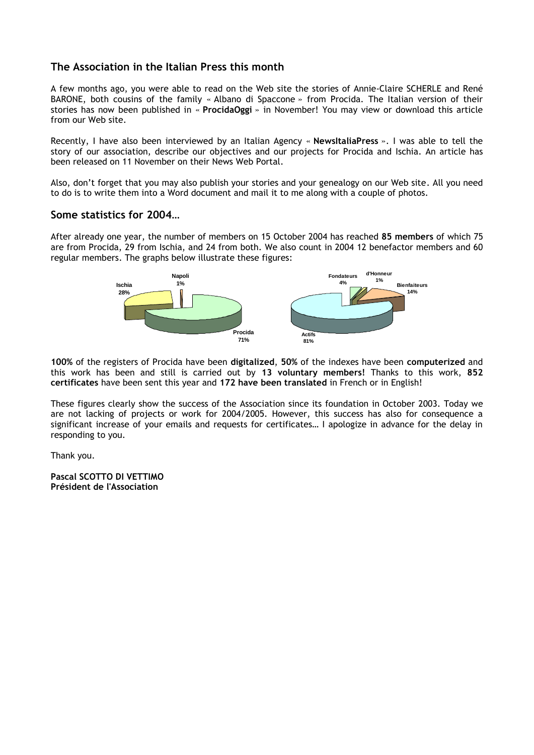## The Association in the Italian Press this month

A few months ago, you were able to read on the Web site the stories of Annie-Claire SCHERLE and René BARONE, both cousins of the family « Albano di Spaccone » from Procida. The Italian version of their stories has now been published in « **ProcidaOggi** » in November! You may view or download this article from our Web site.

Recently, I have also been interviewed by an Italian Agency « **NewsItaliaPress** ». I was able to tell the story of our association, describe our objectives and our projects for Procida and Ischia. An article has been released on 11 November on their News Web Portal.

Also, don't forget that you may also publish your stories and your genealogy on our Web site. All you need to do is to write them into a Word document and mail it to me along with a couple of photos.

## Some statistics for 2004…

After already one year, the number of members on 15 October 2004 has reached **85 members** of which 75 are from Procida, 29 from Ischia, and 24 from both. We also count in 2004 12 benefactor members and 60 regular members. The graphs below illustrate these figures:

Napoli
1%
Ischia
28%
Procida
71%

Fondateurs
4%
d'Honneur
1%
Bienfaiteurs
14%
Actifs
81%

**100%** of the registers of Procida have been **digitalized**, **50%** of the indexes have been **computerized** and this work has been and still is carried out by **13 voluntary members!** Thanks to this work, **852 certificates** have been sent this year and **172 have been translated** in French or in English!

These figures clearly show the success of the Association since its foundation in October 2003. Today we are not lacking of projects or work for 2004/2005. However, this success has also for consequence a significant increase of your emails and requests for certificates… I apologize in advance for the delay in responding to you.

Thank you.

**Pascal SCOTTO DI VETTIMO**
**Président de l'Association**